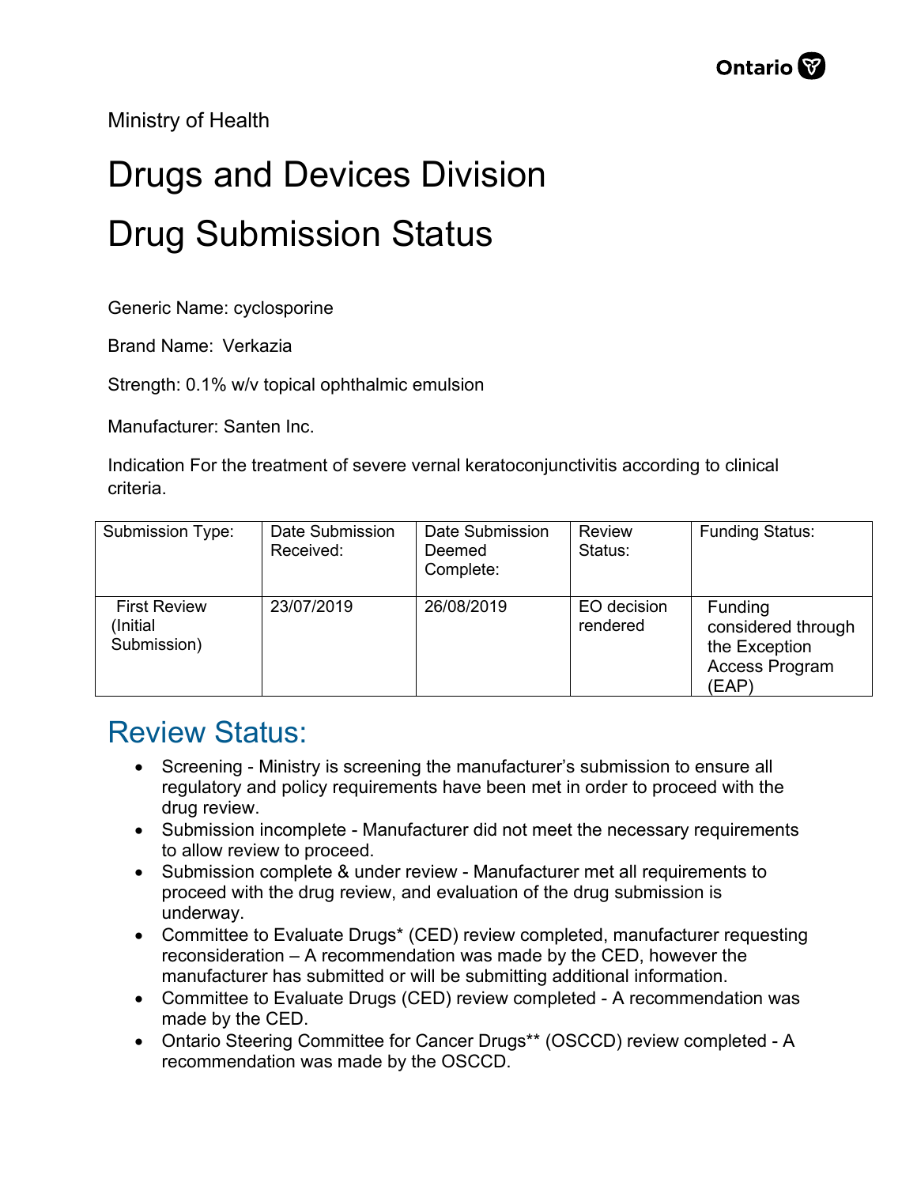Ministry of Health

# Drugs and Devices Division

# Drug Submission Status

Generic Name: cyclosporine

Brand Name: Verkazia

Strength: 0.1% w/v topical ophthalmic emulsion

Manufacturer: Santen Inc.

Indication For the treatment of severe vernal keratoconjunctivitis according to clinical criteria.

| Submission Type: | Date Submission Received: | Date Submission Deemed Complete: | Review Status: | Funding Status: |
|---|---|---|---|---|
| First Review (Initial Submission) | 23/07/2019 | 26/08/2019 | EO decision rendered | Funding considered through the Exception Access Program (EAP) |

## Review Status:

- Screening - Ministry is screening the manufacturer's submission to ensure all regulatory and policy requirements have been met in order to proceed with the drug review.
- Submission incomplete - Manufacturer did not meet the necessary requirements to allow review to proceed.
- Submission complete & under review - Manufacturer met all requirements to proceed with the drug review, and evaluation of the drug submission is underway.
- Committee to Evaluate Drugs* (CED) review completed, manufacturer requesting reconsideration – A recommendation was made by the CED, however the manufacturer has submitted or will be submitting additional information.
- Committee to Evaluate Drugs (CED) review completed - A recommendation was made by the CED.
- Ontario Steering Committee for Cancer Drugs** (OSCCD) review completed - A recommendation was made by the OSCCD.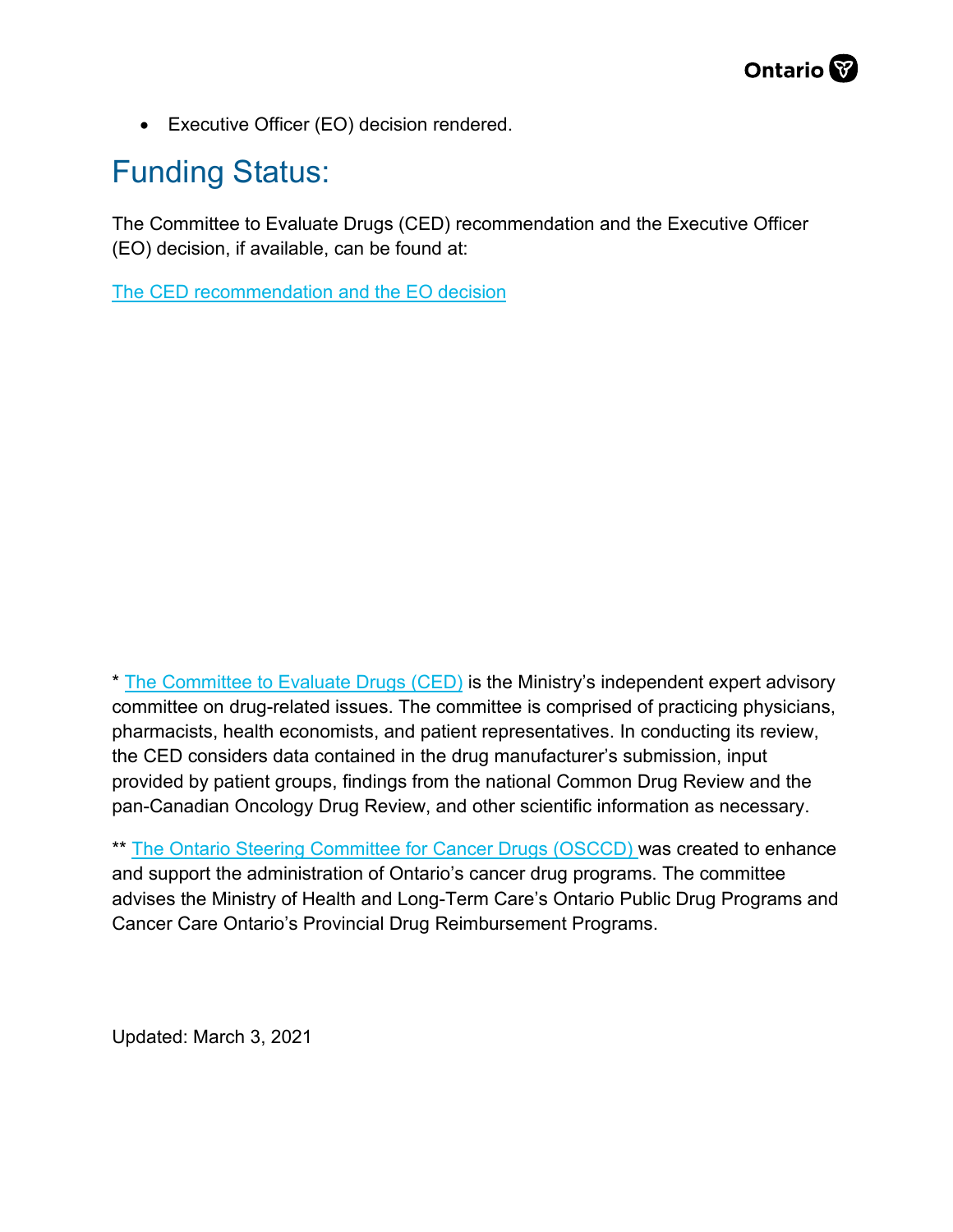- Executive Officer (EO) decision rendered.

## Funding Status:

The Committee to Evaluate Drugs (CED) recommendation and the Executive Officer (EO) decision, if available, can be found at:

The CED recommendation and the EO decision

* The Committee to Evaluate Drugs (CED) is the Ministry's independent expert advisory committee on drug-related issues. The committee is comprised of practicing physicians, pharmacists, health economists, and patient representatives. In conducting its review, the CED considers data contained in the drug manufacturer's submission, input provided by patient groups, findings from the national Common Drug Review and the pan-Canadian Oncology Drug Review, and other scientific information as necessary.

** The Ontario Steering Committee for Cancer Drugs (OSCCD) was created to enhance and support the administration of Ontario's cancer drug programs. The committee advises the Ministry of Health and Long-Term Care's Ontario Public Drug Programs and Cancer Care Ontario's Provincial Drug Reimbursement Programs.

Updated: March 3, 2021